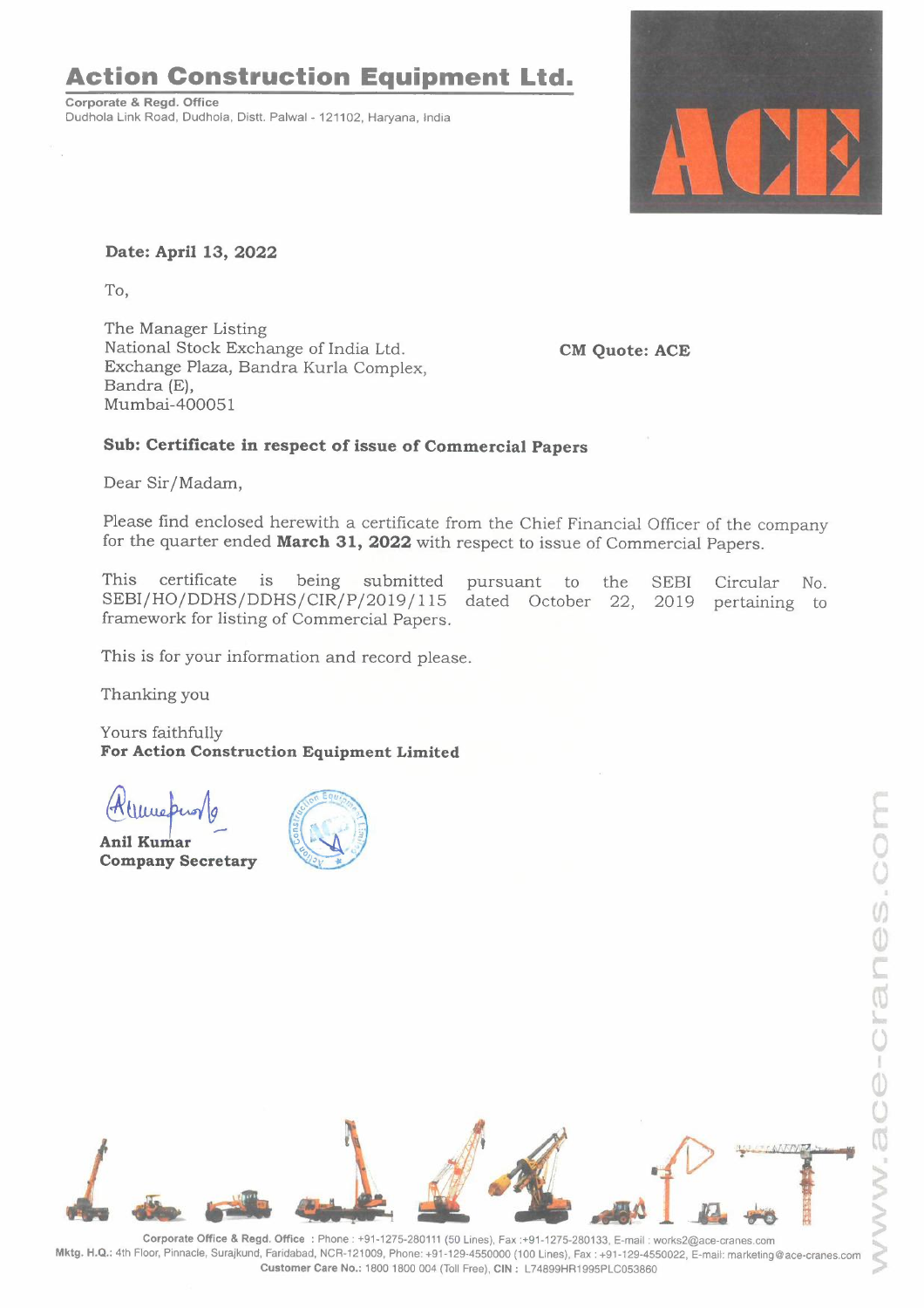# Action Construction Equipment Ltd.

**Corporate & Regd. Office**
Dudhola Link Road, Dudhola, Distt. Palwal - 121102, Haryana, India

**Date: April 13, 2022**

To,

The Manager Listing
National Stock Exchange of India Ltd.
Exchange Plaza, Bandra Kurla Complex,
Bandra (E),
Mumbai-400051

**CM Quote: ACE**

**Sub: Certificate in respect of issue of Commercial Papers**

Dear Sir/Madam,

Please find enclosed herewith a certificate from the Chief Financial Officer of the company for the quarter ended **March 31, 2022** with respect to issue of Commercial Papers.

This certificate is being submitted pursuant to the SEBI Circular No. SEBI/HO/DDHS/DDHS/CIR/P/2019/115 dated October 22, 2019 pertaining to framework for listing of Commercial Papers.

This is for your information and record please.

Thanking you

Yours faithfully
**For Action Construction Equipment Limited**

**Anil Kumar**
**Company Secretary**

www.ace-cranes.com

**Corporate Office & Regd. Office** : Phone : +91-1275-280111 (50 Lines), Fax :+91-1275-280133, E-mail : works2@ace-cranes.com
**Mktg. H.Q.:** 4th Floor, Pinnacle, Surajkund, Faridabad, NCR-121009, Phone: +91-129-4550000 (100 Lines), Fax : +91-129-4550022, E-mail: marketing@ace-cranes.com
**Customer Care No.:** 1800 1800 004 (Toll Free), **CIN :** L74899HR1995PLC053860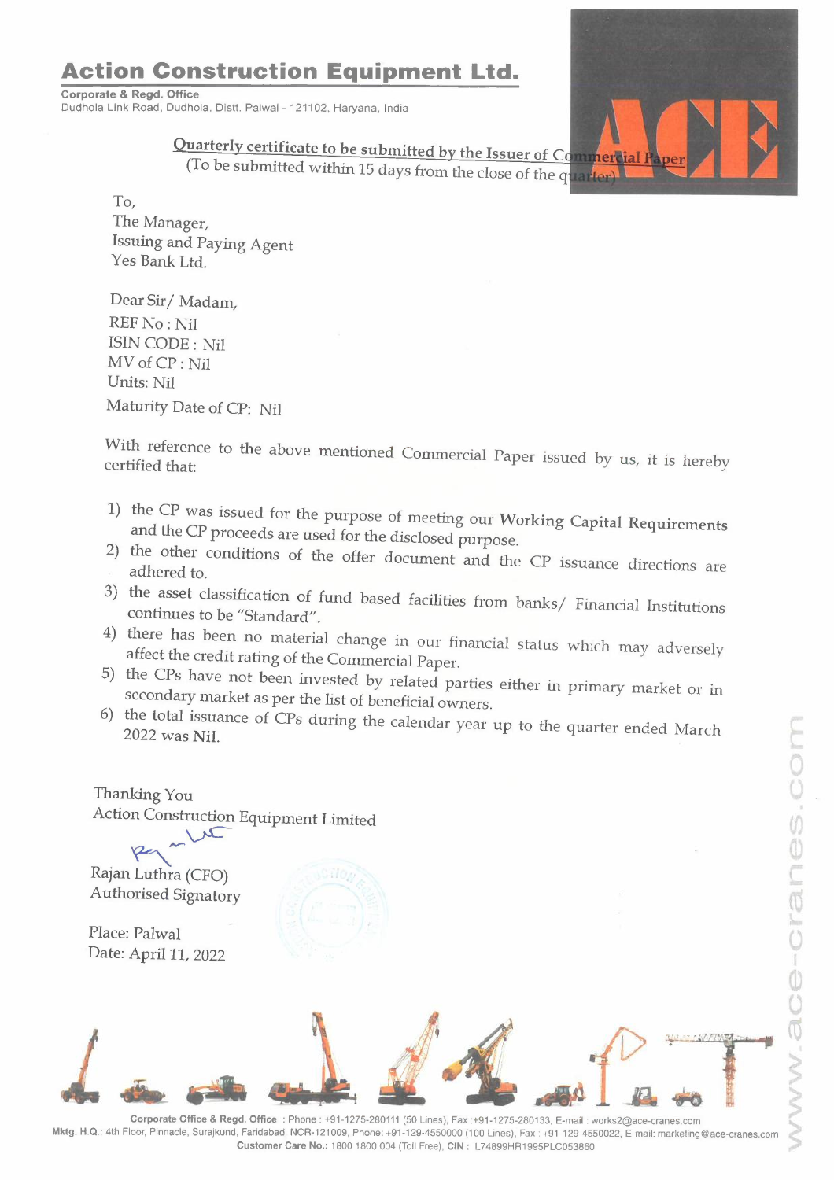# Action Construction Equipment Ltd.

Corporate & Regd. Office
Dudhola Link Road, Dudhola, Distt. Palwal - 121102, Haryana, India

## Quarterly certificate to be submitted by the Issuer of Commercial Paper

(To be submitted within 15 days from the close of the quarter)

To,
The Manager,
Issuing and Paying Agent
Yes Bank Ltd.

Dear Sir/ Madam,

REF No : Nil
ISIN CODE : Nil
MV of CP : Nil
Units: Nil
Maturity Date of CP: Nil

With reference to the above mentioned Commercial Paper issued by us, it is hereby certified that:

1) the CP was issued for the purpose of meeting our **Working Capital Requirements** and the CP proceeds are used for the disclosed purpose.
2) the other conditions of the offer document and the CP issuance directions are adhered to.
3) the asset classification of fund based facilities from banks/ Financial Institutions continues to be "Standard".
4) there has been no material change in our financial status which may adversely affect the credit rating of the Commercial Paper.
5) the CPs have not been invested by related parties either in primary market or in secondary market as per the list of beneficial owners.
6) the total issuance of CPs during the calendar year up to the quarter ended March 2022 was **Nil.**

Thanking You
Action Construction Equipment Limited

Rajan Luthra (CFO)
Authorised Signatory

Place: Palwal
Date: April 11, 2022

Corporate Office & Regd. Office : Phone : +91-1275-280111 (50 Lines), Fax :+91-1275-280133, E-mail : works2@ace-cranes.com
Mktg. H.Q.: 4th Floor, Pinnacle, Surajkund, Faridabad, NCR-121009, Phone: +91-129-4550000 (100 Lines), Fax : +91-129-4550022, E-mail: marketing@ace-cranes.com
Customer Care No.: 1800 1800 004 (Toll Free), CIN : L74899HR1995PLC053860

www.ace-cranes.com